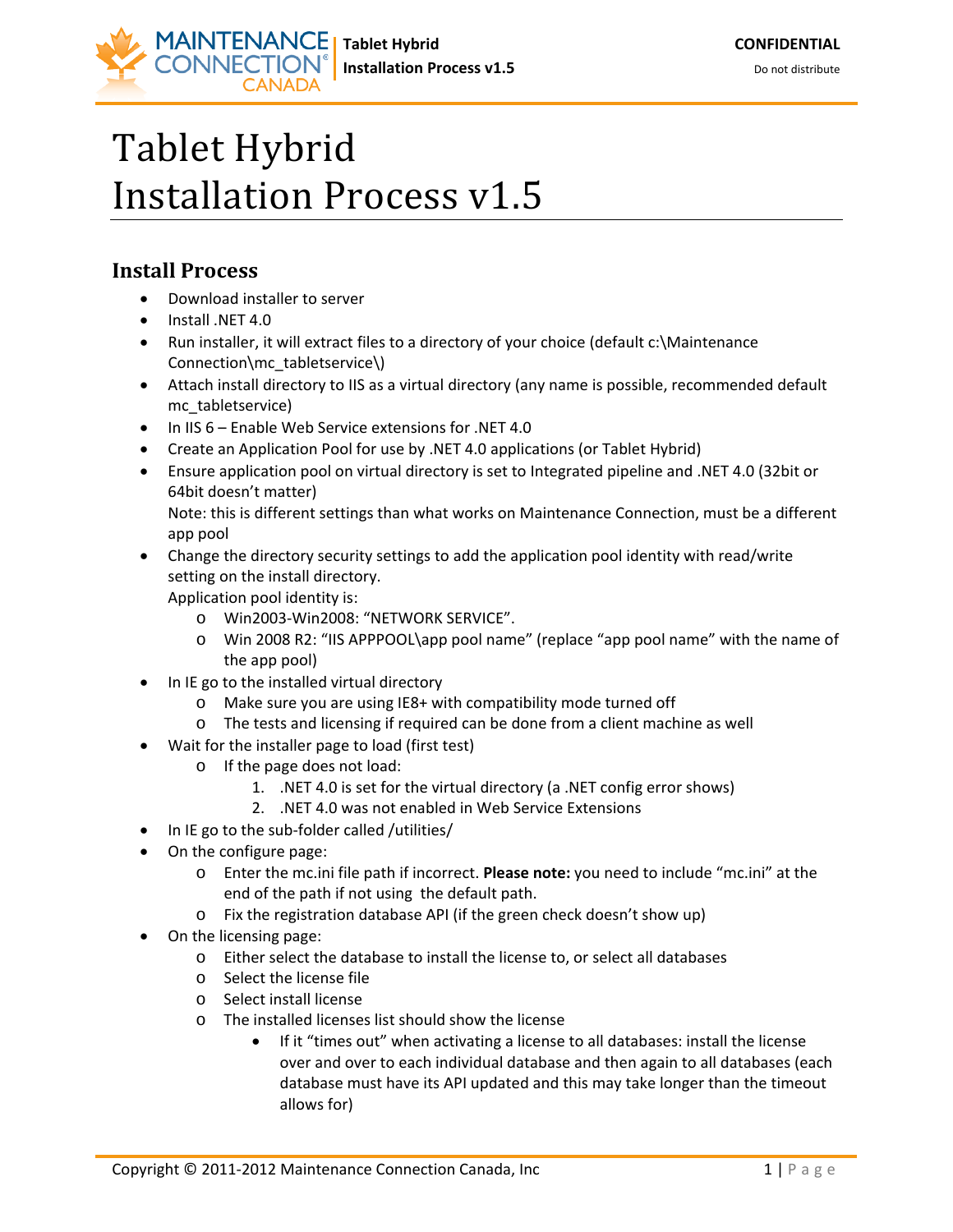# Tablet Hybrid Installation Process v1.5

## Install Process

- Download installer to server
- Install .NET 4.0
- Run installer, it will extract files to a directory of your choice (default c:\Maintenance Connection\mc_tabletservice\)
- Attach install directory to IIS as a virtual directory (any name is possible, recommended default mc_tabletservice)
- In IIS 6 – Enable Web Service extensions for .NET 4.0
- Create an Application Pool for use by .NET 4.0 applications (or Tablet Hybrid)
- Ensure application pool on virtual directory is set to Integrated pipeline and .NET 4.0 (32bit or 64bit doesn't matter)
  Note: this is different settings than what works on Maintenance Connection, must be a different app pool
- Change the directory security settings to add the application pool identity with read/write setting on the install directory.
  Application pool identity is:
  - Win2003-Win2008: "NETWORK SERVICE".
  - Win 2008 R2: "IIS APPPOOL\app pool name" (replace "app pool name" with the name of the app pool)
- In IE go to the installed virtual directory
  - Make sure you are using IE8+ with compatibility mode turned off
  - The tests and licensing if required can be done from a client machine as well
- Wait for the installer page to load (first test)
  - If the page does not load:
    1. .NET 4.0 is set for the virtual directory (a .NET config error shows)
    2. .NET 4.0 was not enabled in Web Service Extensions
- In IE go to the sub-folder called /utilities/
- On the configure page:
  - Enter the mc.ini file path if incorrect. **Please note:** you need to include "mc.ini" at the end of the path if not using the default path.
  - Fix the registration database API (if the green check doesn't show up)
- On the licensing page:
  - Either select the database to install the license to, or select all databases
  - Select the license file
  - Select install license
  - The installed licenses list should show the license
    - If it "times out" when activating a license to all databases: install the license over and over to each individual database and then again to all databases (each database must have its API updated and this may take longer than the timeout allows for)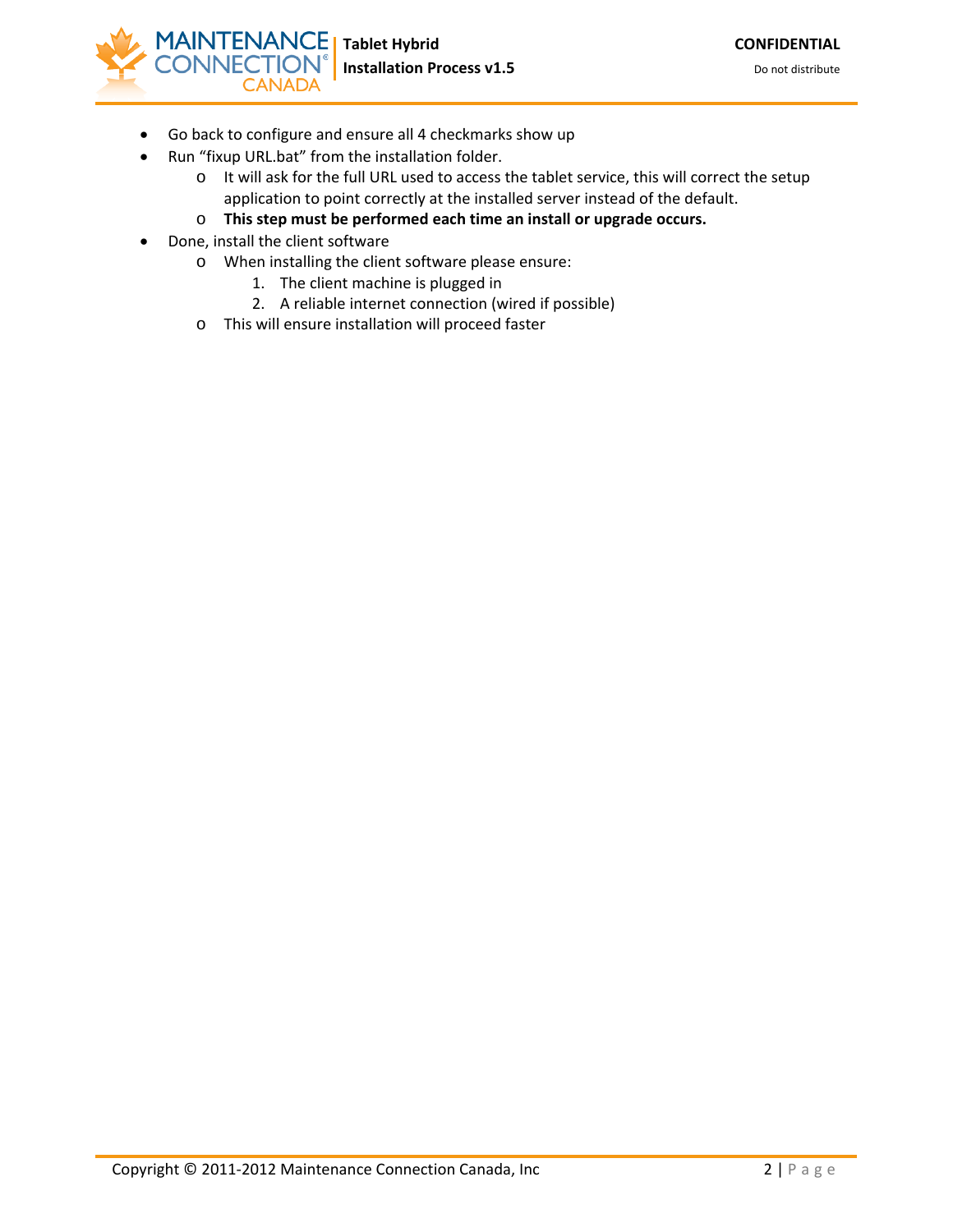- Go back to configure and ensure all 4 checkmarks show up
- Run “fixup URL.bat” from the installation folder.
    - It will ask for the full URL used to access the tablet service, this will correct the setup application to point correctly at the installed server instead of the default.
    - **This step must be performed each time an install or upgrade occurs.**
- Done, install the client software
    - When installing the client software please ensure:
        1. The client machine is plugged in
        2. A reliable internet connection (wired if possible)
    - This will ensure installation will proceed faster